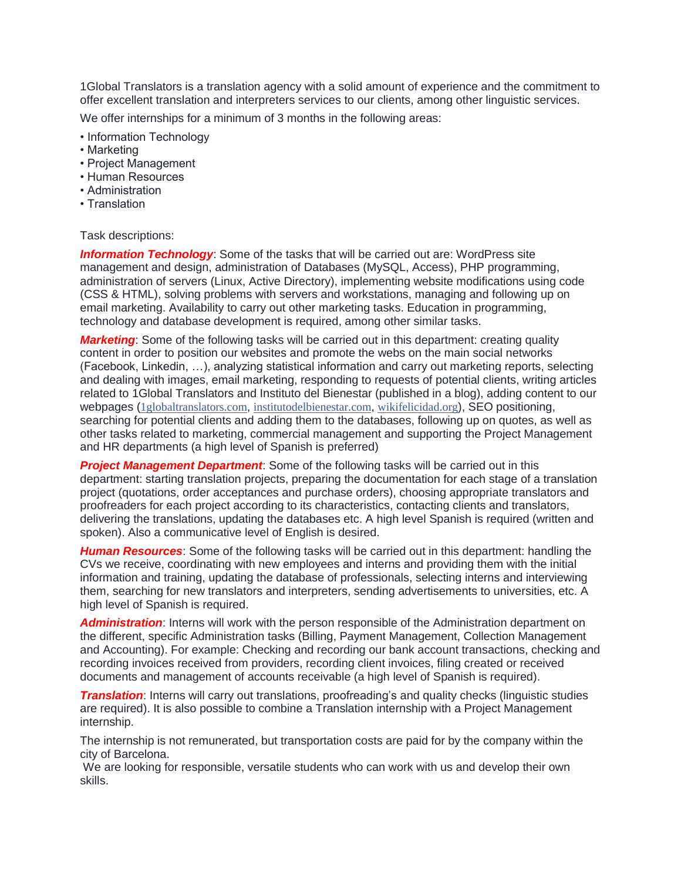1Global Translators is a translation agency with a solid amount of experience and the commitment to offer excellent translation and interpreters services to our clients, among other linguistic services.

We offer internships for a minimum of 3 months in the following areas:

- Information Technology
- Marketing
- Project Management
- Human Resources
- Administration
- Translation

Task descriptions:

***Information Technology***: Some of the tasks that will be carried out are: WordPress site management and design, administration of Databases (MySQL, Access), PHP programming, administration of servers (Linux, Active Directory), implementing website modifications using code (CSS & HTML), solving problems with servers and workstations, managing and following up on email marketing. Availability to carry out other marketing tasks. Education in programming, technology and database development is required, among other similar tasks.

***Marketing***: Some of the following tasks will be carried out in this department: creating quality content in order to position our websites and promote the webs on the main social networks (Facebook, Linkedin, …), analyzing statistical information and carry out marketing reports, selecting and dealing with images, email marketing, responding to requests of potential clients, writing articles related to 1Global Translators and Instituto del Bienestar (published in a blog), adding content to our webpages (1globaltranslators.com, institutodelbienestar.com, wikifelicidad.org), SEO positioning, searching for potential clients and adding them to the databases, following up on quotes, as well as other tasks related to marketing, commercial management and supporting the Project Management and HR departments (a high level of Spanish is preferred)

***Project Management Department***: Some of the following tasks will be carried out in this department: starting translation projects, preparing the documentation for each stage of a translation project (quotations, order acceptances and purchase orders), choosing appropriate translators and proofreaders for each project according to its characteristics, contacting clients and translators, delivering the translations, updating the databases etc. A high level Spanish is required (written and spoken). Also a communicative level of English is desired.

***Human Resources***: Some of the following tasks will be carried out in this department: handling the CVs we receive, coordinating with new employees and interns and providing them with the initial information and training, updating the database of professionals, selecting interns and interviewing them, searching for new translators and interpreters, sending advertisements to universities, etc. A high level of Spanish is required.

***Administration***: Interns will work with the person responsible of the Administration department on the different, specific Administration tasks (Billing, Payment Management, Collection Management and Accounting). For example: Checking and recording our bank account transactions, checking and recording invoices received from providers, recording client invoices, filing created or received documents and management of accounts receivable (a high level of Spanish is required).

***Translation***: Interns will carry out translations, proofreading's and quality checks (linguistic studies are required). It is also possible to combine a Translation internship with a Project Management internship.

The internship is not remunerated, but transportation costs are paid for by the company within the city of Barcelona.

We are looking for responsible, versatile students who can work with us and develop their own skills.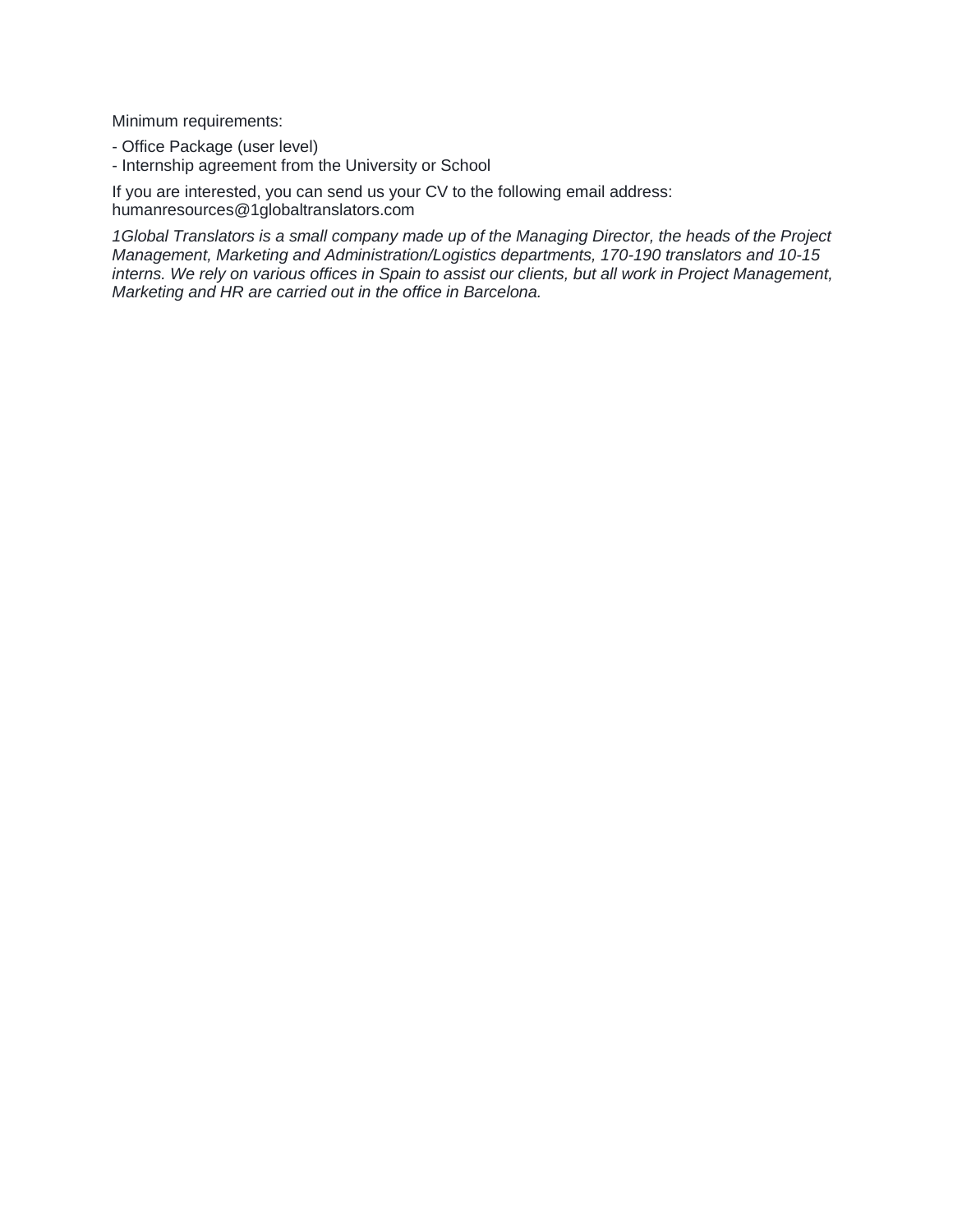Minimum requirements:

- Office Package (user level)
- Internship agreement from the University or School

If you are interested, you can send us your CV to the following email address:
humanresources@1globaltranslators.com

*1Global Translators is a small company made up of the Managing Director, the heads of the Project Management, Marketing and Administration/Logistics departments, 170-190 translators and 10-15 interns. We rely on various offices in Spain to assist our clients, but all work in Project Management, Marketing and HR are carried out in the office in Barcelona.*